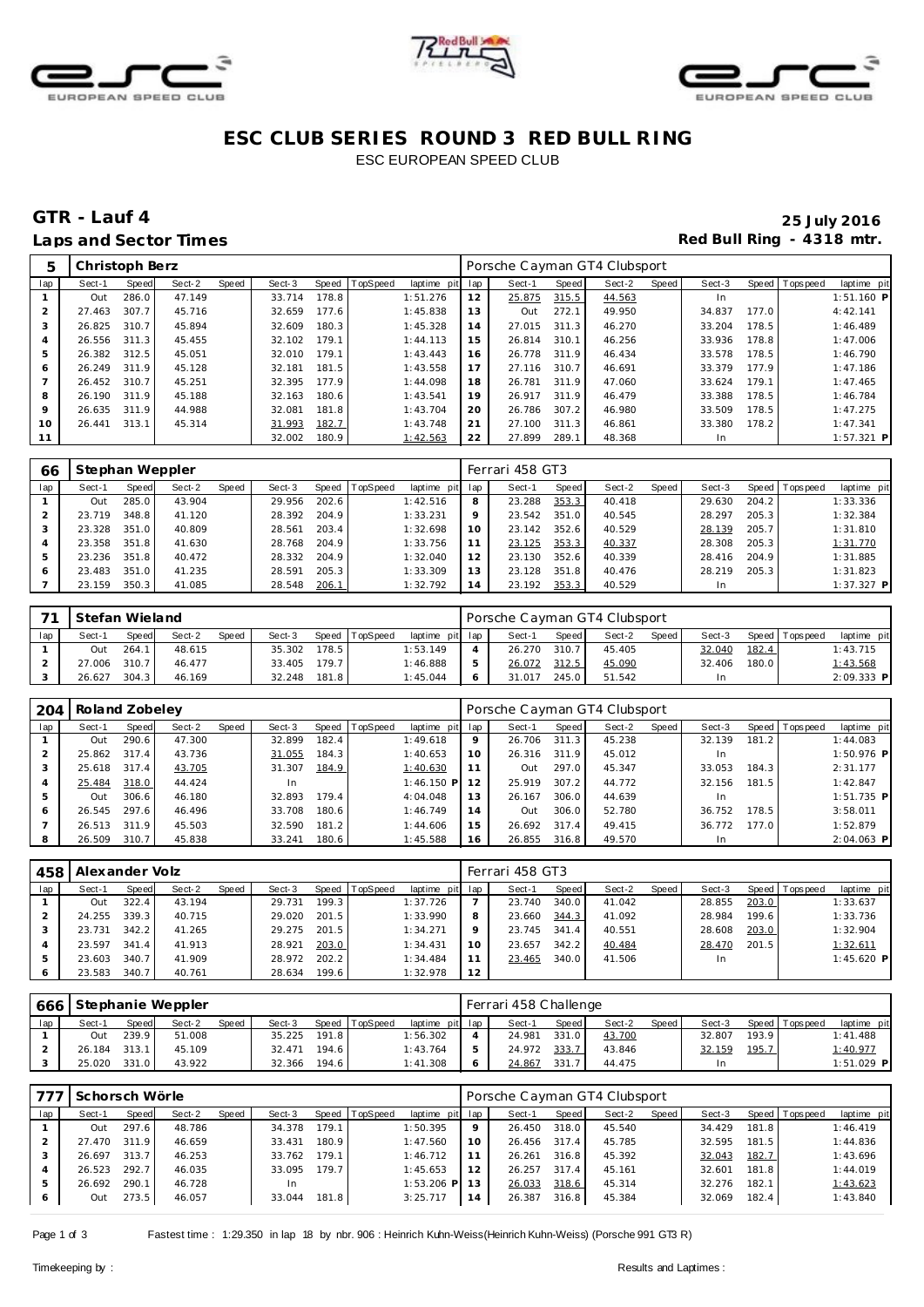# ESC CLUB SERIES ROUND 3 RED BULL RING

ESC EUROPEAN SPEED CLUB

## GTR - Lauf 4

**25 July 2016**

**Laps and Sector Times**

**Red Bull Ring - 4318 mtr.**

| 5 | Christoph Berz | | | | | | | | | Porsche Cayman GT4 Clubsport | | | | | | | | |
|---|---|---|---|---|---|---|---|---|---|---|---|---|---|---|---|---|---|---|
| lap | Sect-1 | Speed | Sect-2 | Speed | Sect-3 | Speed | TopSpeed | laptime pit | lap | Sect-1 | Speed | Sect-2 | Speed | Sect-3 | Speed | Topspeed | laptime pit |
| 1 | Out | 286.0 | 47.149 | | 33.714 | 178.8 | | 1:51.276 | 12 | 25.875 | 315.5 | 44.563 | | In | | | 1:51.160 P |
| 2 | 27.463 | 307.7 | 45.716 | | 32.659 | 177.6 | | 1:45.838 | 13 | Out | 272.1 | 49.950 | | 34.837 | 177.0 | | 4:42.141 |
| 3 | 26.825 | 310.7 | 45.894 | | 32.609 | 180.3 | | 1:45.328 | 14 | 27.015 | 311.3 | 46.270 | | 33.204 | 178.5 | | 1:46.489 |
| 4 | 26.556 | 311.3 | 45.455 | | 32.102 | 179.1 | | 1:44.113 | 15 | 26.814 | 310.1 | 46.256 | | 33.936 | 178.8 | | 1:47.006 |
| 5 | 26.382 | 312.5 | 45.051 | | 32.010 | 179.1 | | 1:43.443 | 16 | 26.778 | 311.9 | 46.434 | | 33.578 | 178.5 | | 1:46.790 |
| 6 | 26.249 | 311.9 | 45.128 | | 32.181 | 181.5 | | 1:43.558 | 17 | 27.116 | 310.7 | 46.691 | | 33.379 | 177.9 | | 1:47.186 |
| 7 | 26.452 | 310.7 | 45.251 | | 32.395 | 177.9 | | 1:44.098 | 18 | 26.781 | 311.9 | 47.060 | | 33.624 | 179.1 | | 1:47.465 |
| 8 | 26.190 | 311.9 | 45.188 | | 32.163 | 180.6 | | 1:43.541 | 19 | 26.917 | 311.9 | 46.479 | | 33.388 | 178.5 | | 1:46.784 |
| 9 | 26.635 | 311.9 | 44.988 | | 32.081 | 181.8 | | 1:43.704 | 20 | 26.786 | 307.2 | 46.980 | | 33.509 | 178.5 | | 1:47.275 |
| 10 | 26.441 | 313.1 | 45.314 | | 31.993 | 182.7 | | 1:43.748 | 21 | 27.100 | 311.3 | 46.861 | | 33.380 | 178.2 | | 1:47.341 |
| 11 | | | | | 32.002 | 180.9 | | 1:42.563 | 22 | 27.899 | 289.1 | 48.368 | | In | | | 1:57.321 P |

| 66 | Stephan Weppler | | | | | | | | | Ferrari 458 GT3 | | | | | | | | |
|---|---|---|---|---|---|---|---|---|---|---|---|---|---|---|---|---|---|---|
| lap | Sect-1 | Speed | Sect-2 | Speed | Sect-3 | Speed | TopSpeed | laptime pit | lap | Sect-1 | Speed | Sect-2 | Speed | Sect-3 | Speed | Topspeed | laptime pit |
| 1 | Out | 285.0 | 43.904 | | 29.956 | 202.6 | | 1:42.516 | 8 | 23.288 | 353.3 | 40.418 | | 29.630 | 204.2 | | 1:33.336 |
| 2 | 23.719 | 348.8 | 41.120 | | 28.392 | 204.9 | | 1:33.231 | 9 | 23.542 | 351.0 | 40.545 | | 28.297 | 205.3 | | 1:32.384 |
| 3 | 23.328 | 351.0 | 40.809 | | 28.561 | 203.4 | | 1:32.698 | 10 | 23.142 | 352.6 | 40.529 | | 28.139 | 205.7 | | 1:31.810 |
| 4 | 23.358 | 351.8 | 41.630 | | 28.768 | 204.9 | | 1:33.756 | 11 | 23.125 | 353.3 | 40.337 | | 28.308 | 205.3 | | 1:31.770 |
| 5 | 23.236 | 351.8 | 40.472 | | 28.332 | 204.9 | | 1:32.040 | 12 | 23.130 | 352.6 | 40.339 | | 28.416 | 204.9 | | 1:31.885 |
| 6 | 23.483 | 351.0 | 41.235 | | 28.591 | 205.3 | | 1:33.309 | 13 | 23.128 | 351.8 | 40.476 | | 28.219 | 205.3 | | 1:31.823 |
| 7 | 23.159 | 350.3 | 41.085 | | 28.548 | 206.1 | | 1:32.792 | 14 | 23.192 | 353.3 | 40.529 | | In | | | 1:37.327 P |

| 71 | Stefan Wieland | | | | | | | | | Porsche Cayman GT4 Clubsport | | | | | | | | |
|---|---|---|---|---|---|---|---|---|---|---|---|---|---|---|---|---|---|---|
| lap | Sect-1 | Speed | Sect-2 | Speed | Sect-3 | Speed | TopSpeed | laptime pit | lap | Sect-1 | Speed | Sect-2 | Speed | Sect-3 | Speed | Topspeed | laptime pit |
| 1 | Out | 264.1 | 48.615 | | 35.302 | 178.5 | | 1:53.149 | 4 | 26.270 | 310.7 | 45.405 | | 32.040 | 182.4 | | 1:43.715 |
| 2 | 27.006 | 310.7 | 46.477 | | 33.405 | 179.7 | | 1:46.888 | 5 | 26.072 | 312.5 | 45.090 | | 32.406 | 180.0 | | 1:43.568 |
| 3 | 26.627 | 304.3 | 46.169 | | 32.248 | 181.8 | | 1:45.044 | 6 | 31.017 | 245.0 | 51.542 | | In | | | 2:09.333 P |

| 204 | Roland Zobeley | | | | | | | | | Porsche Cayman GT4 Clubsport | | | | | | | | |
|---|---|---|---|---|---|---|---|---|---|---|---|---|---|---|---|---|---|---|
| lap | Sect-1 | Speed | Sect-2 | Speed | Sect-3 | Speed | TopSpeed | laptime pit | lap | Sect-1 | Speed | Sect-2 | Speed | Sect-3 | Speed | Topspeed | laptime pit |
| 1 | Out | 290.6 | 47.300 | | 32.899 | 182.4 | | 1:49.618 | 9 | 26.706 | 311.3 | 45.238 | | 32.139 | 181.2 | | 1:44.083 |
| 2 | 25.862 | 317.4 | 43.736 | | 31.055 | 184.3 | | 1:40.653 | 10 | 26.316 | 311.9 | 45.012 | | In | | | 1:50.976 P |
| 3 | 25.618 | 317.4 | 43.705 | | 31.307 | 184.9 | | 1:40.630 | 11 | Out | 297.0 | 45.347 | | 33.053 | 184.3 | | 2:31.177 |
| 4 | 25.484 | 318.0 | 44.424 | | In | | | 1:46.150 P | 12 | 25.919 | 307.2 | 44.772 | | 32.156 | 181.5 | | 1:42.847 |
| 5 | Out | 306.6 | 46.180 | | 32.893 | 179.4 | | 4:04.048 | 13 | 26.167 | 306.0 | 44.639 | | In | | | 1:51.735 P |
| 6 | 26.545 | 297.6 | 46.496 | | 33.708 | 180.6 | | 1:46.749 | 14 | Out | 306.0 | 52.780 | | 36.752 | 178.5 | | 3:58.011 |
| 7 | 26.513 | 311.9 | 45.503 | | 32.590 | 181.2 | | 1:44.606 | 15 | 26.692 | 317.4 | 49.415 | | 36.772 | 177.0 | | 1:52.879 |
| 8 | 26.509 | 310.7 | 45.838 | | 33.241 | 180.6 | | 1:45.588 | 16 | 26.855 | 316.8 | 49.570 | | In | | | 2:04.063 P |

| 458 | Alexander Volz | | | | | | | | | Ferrari 458 GT3 | | | | | | | | |
|---|---|---|---|---|---|---|---|---|---|---|---|---|---|---|---|---|---|---|
| lap | Sect-1 | Speed | Sect-2 | Speed | Sect-3 | Speed | TopSpeed | laptime pit | lap | Sect-1 | Speed | Sect-2 | Speed | Sect-3 | Speed | Topspeed | laptime pit |
| 1 | Out | 322.4 | 43.194 | | 29.731 | 199.3 | | 1:37.726 | 7 | 23.740 | 340.0 | 41.042 | | 28.855 | 203.0 | | 1:33.637 |
| 2 | 24.255 | 339.3 | 40.715 | | 29.020 | 201.5 | | 1:33.990 | 8 | 23.660 | 344.3 | 41.092 | | 28.984 | 199.6 | | 1:33.736 |
| 3 | 23.731 | 342.2 | 41.265 | | 29.275 | 201.5 | | 1:34.271 | 9 | 23.745 | 341.4 | 40.551 | | 28.608 | 203.0 | | 1:32.904 |
| 4 | 23.597 | 341.4 | 41.913 | | 28.921 | 203.0 | | 1:34.431 | 10 | 23.657 | 342.2 | 40.484 | | 28.470 | 201.5 | | 1:32.611 |
| 5 | 23.603 | 340.7 | 41.909 | | 28.972 | 202.2 | | 1:34.484 | 11 | 23.465 | 340.0 | 41.506 | | In | | | 1:45.620 P |
| 6 | 23.583 | 340.7 | 40.761 | | 28.634 | 199.6 | | 1:32.978 | 12 | | | | | | | | |

| 666 | Stephanie Weppler | | | | | | | | | Ferrari 458 Challenge | | | | | | | | |
|---|---|---|---|---|---|---|---|---|---|---|---|---|---|---|---|---|---|---|
| lap | Sect-1 | Speed | Sect-2 | Speed | Sect-3 | Speed | TopSpeed | laptime pit | lap | Sect-1 | Speed | Sect-2 | Speed | Sect-3 | Speed | Topspeed | laptime pit |
| 1 | Out | 239.9 | 51.008 | | 35.225 | 191.8 | | 1:56.302 | 4 | 24.981 | 331.0 | 43.700 | | 32.807 | 193.9 | | 1:41.488 |
| 2 | 26.184 | 313.1 | 45.109 | | 32.471 | 194.6 | | 1:43.764 | 5 | 24.972 | 333.7 | 43.846 | | 32.159 | 195.7 | | 1:40.977 |
| 3 | 25.020 | 331.0 | 43.922 | | 32.366 | 194.6 | | 1:41.308 | 6 | 24.867 | 331.7 | 44.475 | | In | | | 1:51.029 P |

| 777 | Schorsch Wörle | | | | | | | | | Porsche Cayman GT4 Clubsport | | | | | | | | |
|---|---|---|---|---|---|---|---|---|---|---|---|---|---|---|---|---|---|---|
| lap | Sect-1 | Speed | Sect-2 | Speed | Sect-3 | Speed | TopSpeed | laptime pit | lap | Sect-1 | Speed | Sect-2 | Speed | Sect-3 | Speed | Topspeed | laptime pit |
| 1 | Out | 297.6 | 48.786 | | 34.378 | 179.1 | | 1:50.395 | 9 | 26.450 | 318.0 | 45.540 | | 34.429 | 181.8 | | 1:46.419 |
| 2 | 27.470 | 311.9 | 46.659 | | 33.431 | 180.9 | | 1:47.560 | 10 | 26.456 | 317.4 | 45.785 | | 32.595 | 181.5 | | 1:44.836 |
| 3 | 26.697 | 313.7 | 46.253 | | 33.762 | 179.1 | | 1:46.712 | 11 | 26.261 | 316.8 | 45.392 | | 32.043 | 182.7 | | 1:43.696 |
| 4 | 26.523 | 292.7 | 46.035 | | 33.095 | 179.7 | | 1:45.653 | 12 | 26.257 | 317.4 | 45.161 | | 32.601 | 181.8 | | 1:44.019 |
| 5 | 26.692 | 290.1 | 46.728 | | In | | | 1:53.206 P | 13 | 26.033 | 318.6 | 45.314 | | 32.276 | 182.1 | | 1:43.623 |
| 6 | Out | 273.5 | 46.057 | | 33.044 | 181.8 | | 3:25.717 | 14 | 26.387 | 316.8 | 45.384 | | 32.069 | 182.4 | | 1:43.840 |

Fastest time : 1:29.350 in lap 18 by nbr. 906 : Heinrich Kuhn-Weiss(Heinrich Kuhn-Weiss) (Porsche 991 GT3 R)

Timekeeping by :

Results and Laptimes :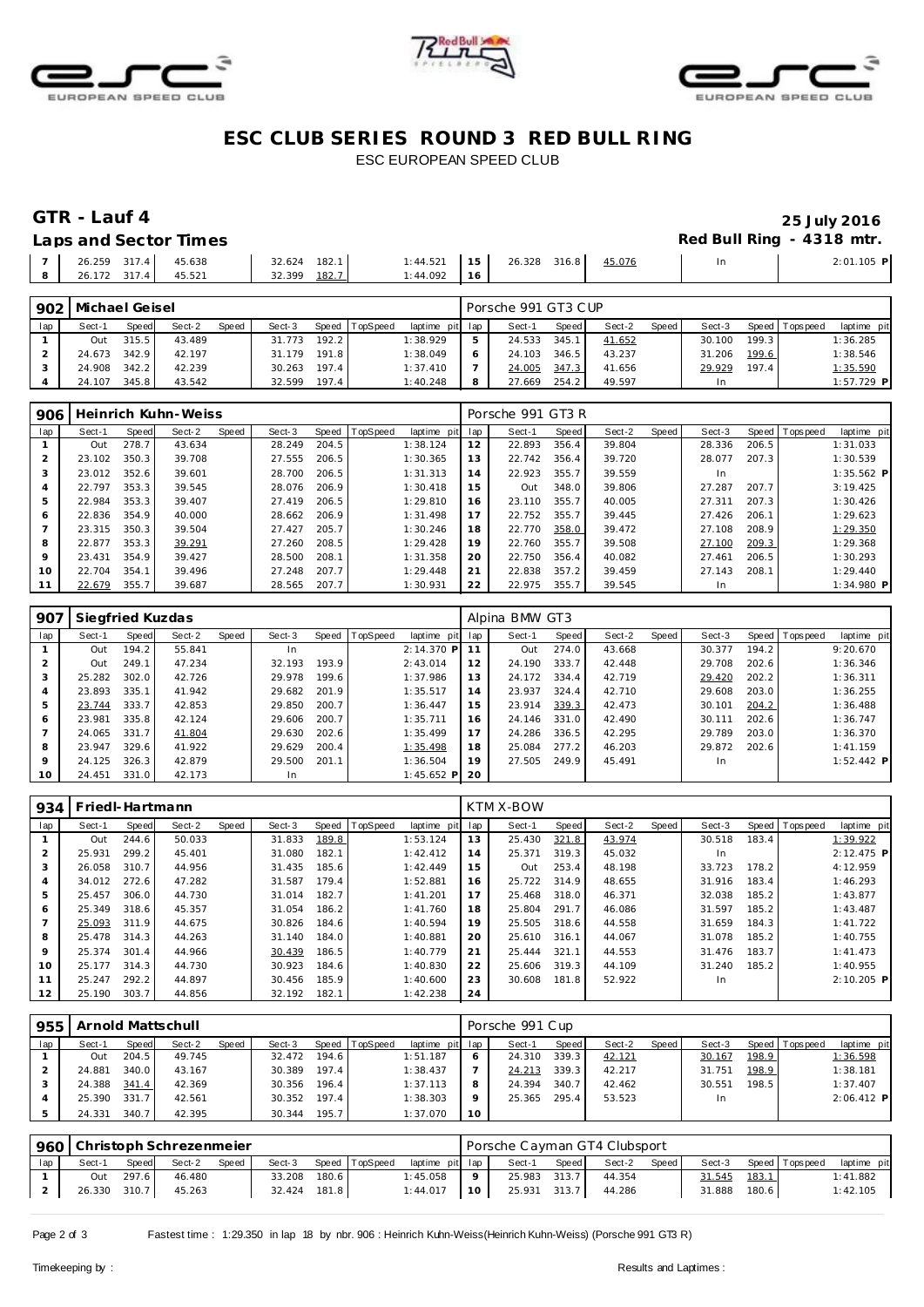# ESC CLUB SERIES ROUND 3 RED BULL RING

ESC EUROPEAN SPEED CLUB

## GTR - Lauf 4

25 July 2016

### Laps and Sector Times

Red Bull Ring - 4318 mtr.

| lap | Sect-1 | Speed | Sect-2 | Speed | Sect-3 | Speed | TopSpeed | laptime pit | lap | Sect-1 | Speed | Sect-2 | Speed | Sect-3 | Speed | Topspeed | laptime pit |
|---|---|---|---|---|---|---|---|---|---|---|---|---|---|---|---|---|---|
| 7 | 26.259 | 317.4 | 45.638 | | 32.624 | 182.1 | | 1:44.521 | 15 | 26.328 | 316.8 | 45.076 | | In | | | 2:01.105 P |
| 8 | 26.172 | 317.4 | 45.521 | | 32.399 | 182.7 | | 1:44.092 | 16 | | | | | | | | |

**902 Michael Geisel** — Porsche 991 GT3 CUP

| lap | Sect-1 | Speed | Sect-2 | Speed | Sect-3 | Speed | TopSpeed | laptime pit | lap | Sect-1 | Speed | Sect-2 | Speed | Sect-3 | Speed | Topspeed | laptime pit |
|---|---|---|---|---|---|---|---|---|---|---|---|---|---|---|---|---|---|
| 1 | Out | 315.5 | 43.489 | | 31.773 | 192.2 | | 1:38.929 | 5 | 24.533 | 345.1 | 41.652 | | 30.100 | 199.3 | | 1:36.285 |
| 2 | 24.673 | 342.9 | 42.197 | | 31.179 | 191.8 | | 1:38.049 | 6 | 24.103 | 346.5 | 43.237 | | 31.206 | 199.6 | | 1:38.546 |
| 3 | 24.908 | 342.2 | 42.239 | | 30.263 | 197.4 | | 1:37.410 | 7 | 24.005 | 347.3 | 41.656 | | 29.929 | 197.4 | | 1:35.590 |
| 4 | 24.107 | 345.8 | 43.542 | | 32.599 | 197.4 | | 1:40.248 | 8 | 27.669 | 254.2 | 49.597 | | In | | | 1:57.729 P |

**906 Heinrich Kuhn-Weiss** — Porsche 991 GT3 R

| lap | Sect-1 | Speed | Sect-2 | Speed | Sect-3 | Speed | TopSpeed | laptime pit | lap | Sect-1 | Speed | Sect-2 | Speed | Sect-3 | Speed | Topspeed | laptime pit |
|---|---|---|---|---|---|---|---|---|---|---|---|---|---|---|---|---|---|
| 1 | Out | 278.7 | 43.634 | | 28.249 | 204.5 | | 1:38.124 | 12 | 22.893 | 356.4 | 39.804 | | 28.336 | 206.5 | | 1:31.033 |
| 2 | 23.102 | 350.3 | 39.708 | | 27.555 | 206.5 | | 1:30.365 | 13 | 22.742 | 356.4 | 39.720 | | 28.077 | 207.3 | | 1:30.539 |
| 3 | 23.012 | 352.6 | 39.601 | | 28.700 | 206.5 | | 1:31.313 | 14 | 22.923 | 355.7 | 39.559 | | In | | | 1:35.562 P |
| 4 | 22.797 | 353.3 | 39.545 | | 28.076 | 206.9 | | 1:30.418 | 15 | Out | 348.0 | 39.806 | | 27.287 | 207.7 | | 3:19.425 |
| 5 | 22.984 | 353.3 | 39.407 | | 27.419 | 206.5 | | 1:29.810 | 16 | 23.110 | 355.7 | 40.005 | | 27.311 | 207.3 | | 1:30.426 |
| 6 | 22.836 | 354.9 | 40.000 | | 28.662 | 206.9 | | 1:31.498 | 17 | 22.752 | 355.7 | 39.445 | | 27.426 | 206.1 | | 1:29.623 |
| 7 | 23.315 | 350.3 | 39.504 | | 27.427 | 205.7 | | 1:30.246 | 18 | 22.770 | 358.0 | 39.472 | | 27.108 | 208.9 | | 1:29.350 |
| 8 | 22.877 | 353.3 | 39.291 | | 27.260 | 208.5 | | 1:29.428 | 19 | 22.760 | 355.7 | 39.508 | | 27.100 | 209.3 | | 1:29.368 |
| 9 | 23.431 | 354.9 | 39.427 | | 28.500 | 208.1 | | 1:31.358 | 20 | 22.750 | 356.4 | 40.082 | | 27.461 | 206.5 | | 1:30.293 |
| 10 | 22.704 | 354.1 | 39.496 | | 27.248 | 207.7 | | 1:29.448 | 21 | 22.838 | 357.2 | 39.459 | | 27.143 | 208.1 | | 1:29.440 |
| 11 | 22.679 | 355.7 | 39.687 | | 28.565 | 207.7 | | 1:30.931 | 22 | 22.975 | 355.7 | 39.545 | | In | | | 1:34.980 P |

**907 Siegfried Kuzdas** — Alpina BMW GT3

| lap | Sect-1 | Speed | Sect-2 | Speed | Sect-3 | Speed | TopSpeed | laptime pit | lap | Sect-1 | Speed | Sect-2 | Speed | Sect-3 | Speed | Topspeed | laptime pit |
|---|---|---|---|---|---|---|---|---|---|---|---|---|---|---|---|---|---|
| 1 | Out | 194.2 | 55.841 | | In | | | 2:14.370 P | 11 | Out | 274.0 | 43.668 | | 30.377 | 194.2 | | 9:20.670 |
| 2 | Out | 249.1 | 47.234 | | 32.193 | 193.9 | | 2:43.014 | 12 | 24.190 | 333.7 | 42.448 | | 29.708 | 202.6 | | 1:36.346 |
| 3 | 25.282 | 302.0 | 42.726 | | 29.978 | 199.6 | | 1:37.986 | 13 | 24.172 | 334.4 | 42.719 | | 29.420 | 202.2 | | 1:36.311 |
| 4 | 23.893 | 335.1 | 41.942 | | 29.682 | 201.9 | | 1:35.517 | 14 | 23.937 | 324.4 | 42.710 | | 29.608 | 203.0 | | 1:36.255 |
| 5 | 23.744 | 333.7 | 42.853 | | 29.850 | 200.7 | | 1:36.447 | 15 | 23.914 | 339.3 | 42.473 | | 30.101 | 204.2 | | 1:36.488 |
| 6 | 23.981 | 335.8 | 42.124 | | 29.606 | 200.7 | | 1:35.711 | 16 | 24.146 | 331.0 | 42.490 | | 30.111 | 202.6 | | 1:36.747 |
| 7 | 24.065 | 331.7 | 41.804 | | 29.630 | 202.6 | | 1:35.499 | 17 | 24.286 | 336.5 | 42.295 | | 29.789 | 203.0 | | 1:36.370 |
| 8 | 23.947 | 329.6 | 41.922 | | 29.629 | 200.4 | | 1:35.498 | 18 | 25.084 | 277.2 | 46.203 | | 29.872 | 202.6 | | 1:41.159 |
| 9 | 24.125 | 326.3 | 42.879 | | 29.500 | 201.1 | | 1:36.504 | 19 | 27.505 | 249.9 | 45.491 | | In | | | 1:52.442 P |
| 10 | 24.451 | 331.0 | 42.173 | | In | | | 1:45.652 P | 20 | | | | | | | | |

**934 Friedl-Hartmann** — KTM X-BOW

| lap | Sect-1 | Speed | Sect-2 | Speed | Sect-3 | Speed | TopSpeed | laptime pit | lap | Sect-1 | Speed | Sect-2 | Speed | Sect-3 | Speed | Topspeed | laptime pit |
|---|---|---|---|---|---|---|---|---|---|---|---|---|---|---|---|---|---|
| 1 | Out | 244.6 | 50.033 | | 31.833 | 189.8 | | 1:53.124 | 13 | 25.430 | 321.8 | 43.974 | | 30.518 | 183.4 | | 1:39.922 |
| 2 | 25.931 | 299.2 | 45.401 | | 31.080 | 182.1 | | 1:42.412 | 14 | 25.371 | 319.3 | 45.032 | | In | | | 2:12.475 P |
| 3 | 26.058 | 310.7 | 44.956 | | 31.435 | 185.6 | | 1:42.449 | 15 | Out | 253.4 | 48.198 | | 33.723 | 178.2 | | 4:12.959 |
| 4 | 34.012 | 272.6 | 47.282 | | 31.587 | 179.4 | | 1:52.881 | 16 | 25.722 | 314.9 | 48.655 | | 31.916 | 183.4 | | 1:46.293 |
| 5 | 25.457 | 306.0 | 44.730 | | 31.014 | 182.7 | | 1:41.201 | 17 | 25.468 | 318.0 | 46.371 | | 32.038 | 185.2 | | 1:43.877 |
| 6 | 25.349 | 318.6 | 45.357 | | 31.054 | 186.2 | | 1:41.760 | 18 | 25.804 | 291.7 | 46.086 | | 31.597 | 185.2 | | 1:43.487 |
| 7 | 25.093 | 311.9 | 44.675 | | 30.826 | 184.6 | | 1:40.594 | 19 | 25.505 | 318.6 | 44.558 | | 31.659 | 184.3 | | 1:41.722 |
| 8 | 25.478 | 314.3 | 44.263 | | 31.140 | 184.0 | | 1:40.881 | 20 | 25.610 | 316.1 | 44.067 | | 31.078 | 185.2 | | 1:40.755 |
| 9 | 25.374 | 301.4 | 44.966 | | 30.439 | 186.5 | | 1:40.779 | 21 | 25.444 | 321.1 | 44.553 | | 31.476 | 183.7 | | 1:41.473 |
| 10 | 25.177 | 314.3 | 44.730 | | 30.923 | 184.6 | | 1:40.830 | 22 | 25.606 | 319.3 | 44.109 | | 31.240 | 185.2 | | 1:40.955 |
| 11 | 25.247 | 292.2 | 44.897 | | 30.456 | 185.9 | | 1:40.600 | 23 | 30.608 | 181.8 | 52.922 | | In | | | 2:10.205 P |
| 12 | 25.190 | 303.7 | 44.856 | | 32.192 | 182.1 | | 1:42.238 | 24 | | | | | | | | |

**955 Arnold Mattschull** — Porsche 991 Cup

| lap | Sect-1 | Speed | Sect-2 | Speed | Sect-3 | Speed | TopSpeed | laptime pit | lap | Sect-1 | Speed | Sect-2 | Speed | Sect-3 | Speed | Topspeed | laptime pit |
|---|---|---|---|---|---|---|---|---|---|---|---|---|---|---|---|---|---|
| 1 | Out | 204.5 | 49.745 | | 32.472 | 194.6 | | 1:51.187 | 6 | 24.310 | 339.3 | 42.121 | | 30.167 | 198.9 | | 1:36.598 |
| 2 | 24.881 | 340.0 | 43.167 | | 30.389 | 197.4 | | 1:38.437 | 7 | 24.213 | 339.3 | 42.217 | | 31.751 | 198.9 | | 1:38.181 |
| 3 | 24.388 | 341.4 | 42.369 | | 30.356 | 196.4 | | 1:37.113 | 8 | 24.394 | 340.7 | 42.462 | | 30.551 | 198.5 | | 1:37.407 |
| 4 | 25.390 | 331.7 | 42.561 | | 30.352 | 197.4 | | 1:38.303 | 9 | 25.365 | 295.4 | 53.523 | | In | | | 2:06.412 P |
| 5 | 24.331 | 340.7 | 42.395 | | 30.344 | 195.7 | | 1:37.070 | 10 | | | | | | | | |

**960 Christoph Schrezenmeier** — Porsche Cayman GT4 Clubsport

| lap | Sect-1 | Speed | Sect-2 | Speed | Sect-3 | Speed | TopSpeed | laptime pit | lap | Sect-1 | Speed | Sect-2 | Speed | Sect-3 | Speed | Topspeed | laptime pit |
|---|---|---|---|---|---|---|---|---|---|---|---|---|---|---|---|---|---|
| 1 | Out | 297.6 | 46.480 | | 33.208 | 180.6 | | 1:45.058 | 9 | 25.983 | 313.7 | 44.354 | | 31.545 | 183.1 | | 1:41.882 |
| 2 | 26.330 | 310.7 | 45.263 | | 32.424 | 181.8 | | 1:44.017 | 10 | 25.931 | 313.7 | 44.286 | | 31.888 | 180.6 | | 1:42.105 |

Fastest time : 1:29.350 in lap 18 by nbr. 906 : Heinrich Kuhn-Weiss(Heinrich Kuhn-Weiss) (Porsche 991 GT3 R)

Timekeeping by : Results and Laptimes :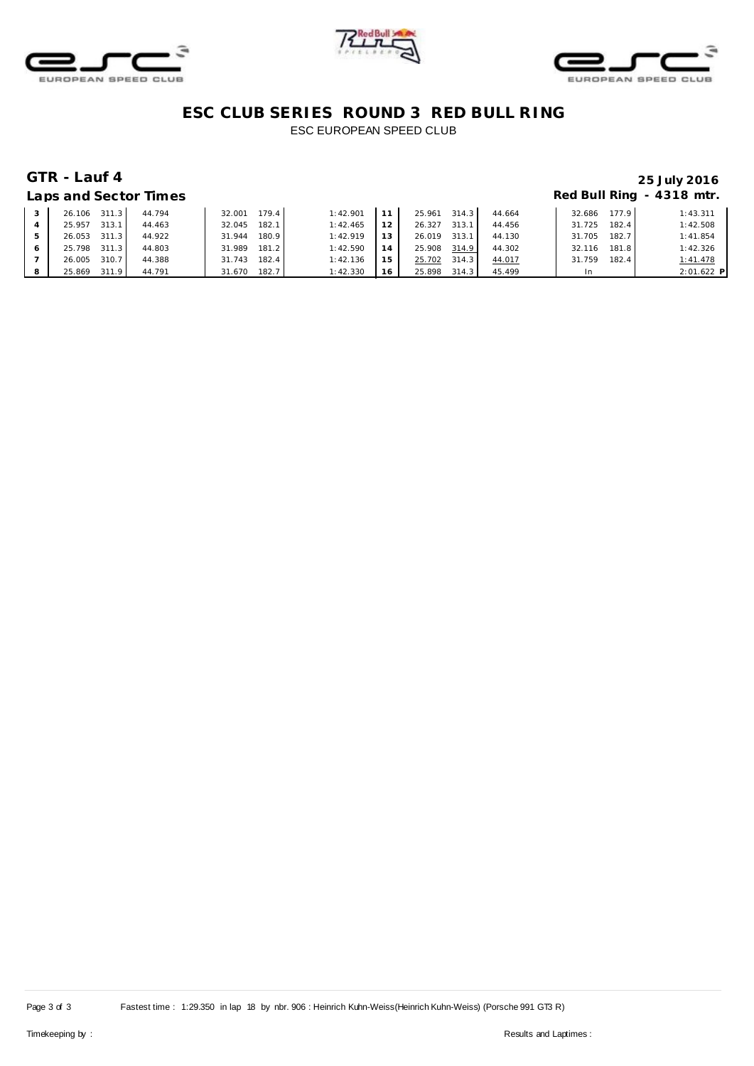# ESC CLUB SERIES ROUND 3 RED BULL RING

ESC EUROPEAN SPEED CLUB

## GTR - Lauf 4

**25 July 2016**

### Laps and Sector Times

**Red Bull Ring - 4318 mtr.**

| | | | | | | | | | | | | | | |
|---|---|---|---|---|---|---|---|---|---|---|---|---|---|---|
| 3 | 26.106 | 311.3 | 44.794 | 32.001 | 179.4 | 1:42.901 | 11 | 25.961 | 314.3 | 44.664 | 32.686 | 177.9 | 1:43.311 | |
| 4 | 25.957 | 313.1 | 44.463 | 32.045 | 182.1 | 1:42.465 | 12 | 26.327 | 313.1 | 44.456 | 31.725 | 182.4 | 1:42.508 | |
| 5 | 26.053 | 311.3 | 44.922 | 31.944 | 180.9 | 1:42.919 | 13 | 26.019 | 313.1 | 44.130 | 31.705 | 182.7 | 1:41.854 | |
| 6 | 25.798 | 311.3 | 44.803 | 31.989 | 181.2 | 1:42.590 | 14 | 25.908 | 314.9 | 44.302 | 32.116 | 181.8 | 1:42.326 | |
| 7 | 26.005 | 310.7 | 44.388 | 31.743 | 182.4 | 1:42.136 | 15 | 25.702 | 314.3 | 44.017 | 31.759 | 182.4 | 1:41.478 | |
| 8 | 25.869 | 311.9 | 44.791 | 31.670 | 182.7 | 1:42.330 | 16 | 25.898 | 314.3 | 45.499 | In | | 2:01.622 | P |

Fastest time : 1:29.350 in lap 18 by nbr. 906 : Heinrich Kuhn-Weiss(Heinrich Kuhn-Weiss) (Porsche 991 GT3 R)

Timekeeping by :

Results and Laptimes :